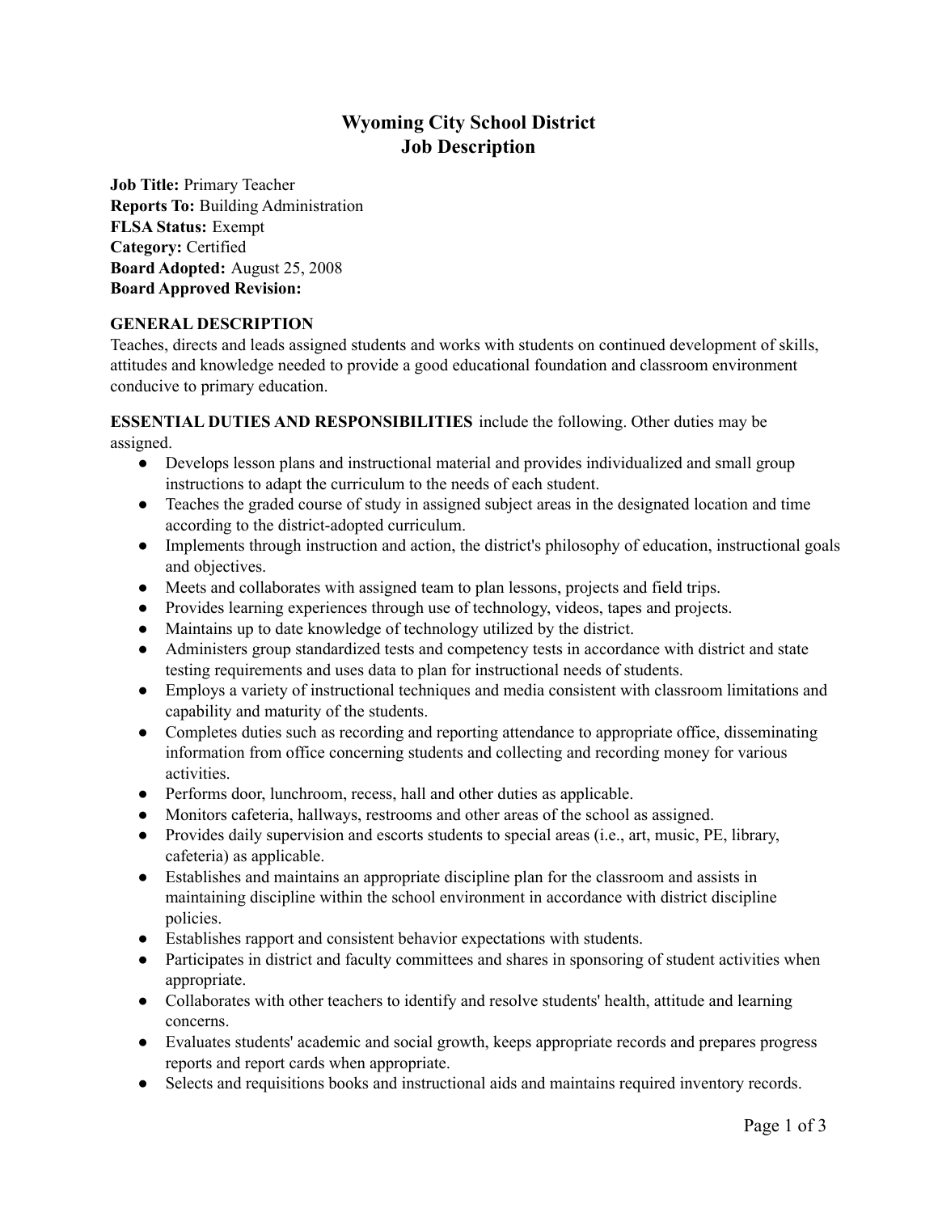# Wyoming City School District
# Job Description

**Job Title:** Primary Teacher
**Reports To:** Building Administration
**FLSA Status:** Exempt
**Category:** Certified
**Board Adopted:** August 25, 2008
**Board Approved Revision:**

**GENERAL DESCRIPTION**
Teaches, directs and leads assigned students and works with students on continued development of skills, attitudes and knowledge needed to provide a good educational foundation and classroom environment conducive to primary education.

**ESSENTIAL DUTIES AND RESPONSIBILITIES** include the following. Other duties may be assigned.

- Develops lesson plans and instructional material and provides individualized and small group instructions to adapt the curriculum to the needs of each student.
- Teaches the graded course of study in assigned subject areas in the designated location and time according to the district-adopted curriculum.
- Implements through instruction and action, the district's philosophy of education, instructional goals and objectives.
- Meets and collaborates with assigned team to plan lessons, projects and field trips.
- Provides learning experiences through use of technology, videos, tapes and projects.
- Maintains up to date knowledge of technology utilized by the district.
- Administers group standardized tests and competency tests in accordance with district and state testing requirements and uses data to plan for instructional needs of students.
- Employs a variety of instructional techniques and media consistent with classroom limitations and capability and maturity of the students.
- Completes duties such as recording and reporting attendance to appropriate office, disseminating information from office concerning students and collecting and recording money for various activities.
- Performs door, lunchroom, recess, hall and other duties as applicable.
- Monitors cafeteria, hallways, restrooms and other areas of the school as assigned.
- Provides daily supervision and escorts students to special areas (i.e., art, music, PE, library, cafeteria) as applicable.
- Establishes and maintains an appropriate discipline plan for the classroom and assists in maintaining discipline within the school environment in accordance with district discipline policies.
- Establishes rapport and consistent behavior expectations with students.
- Participates in district and faculty committees and shares in sponsoring of student activities when appropriate.
- Collaborates with other teachers to identify and resolve students' health, attitude and learning concerns.
- Evaluates students' academic and social growth, keeps appropriate records and prepares progress reports and report cards when appropriate.
- Selects and requisitions books and instructional aids and maintains required inventory records.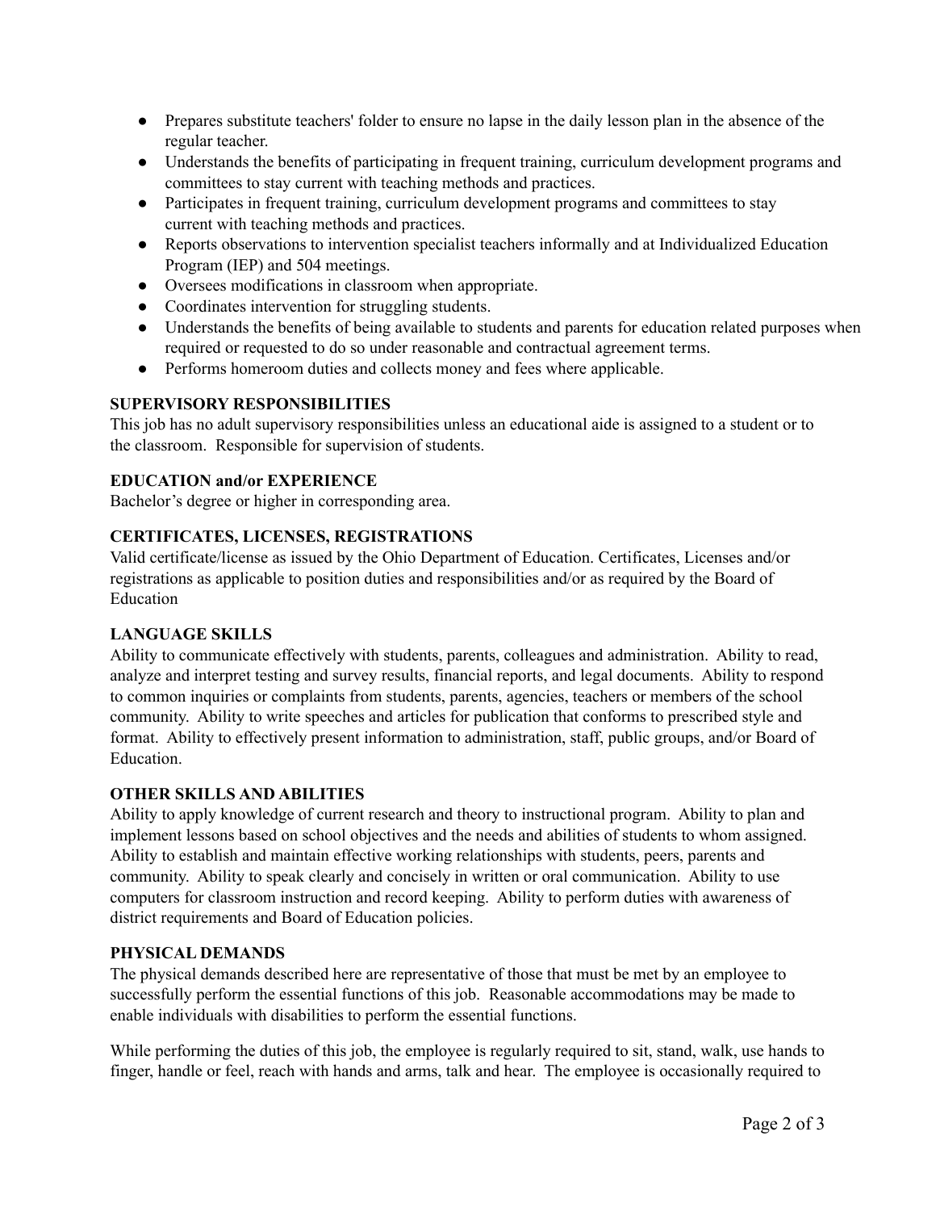- Prepares substitute teachers' folder to ensure no lapse in the daily lesson plan in the absence of the regular teacher.
- Understands the benefits of participating in frequent training, curriculum development programs and committees to stay current with teaching methods and practices.
- Participates in frequent training, curriculum development programs and committees to stay current with teaching methods and practices.
- Reports observations to intervention specialist teachers informally and at Individualized Education Program (IEP) and 504 meetings.
- Oversees modifications in classroom when appropriate.
- Coordinates intervention for struggling students.
- Understands the benefits of being available to students and parents for education related purposes when required or requested to do so under reasonable and contractual agreement terms.
- Performs homeroom duties and collects money and fees where applicable.

**SUPERVISORY RESPONSIBILITIES**

This job has no adult supervisory responsibilities unless an educational aide is assigned to a student or to the classroom. Responsible for supervision of students.

**EDUCATION and/or EXPERIENCE**

Bachelor's degree or higher in corresponding area.

**CERTIFICATES, LICENSES, REGISTRATIONS**

Valid certificate/license as issued by the Ohio Department of Education. Certificates, Licenses and/or registrations as applicable to position duties and responsibilities and/or as required by the Board of Education

**LANGUAGE SKILLS**

Ability to communicate effectively with students, parents, colleagues and administration. Ability to read, analyze and interpret testing and survey results, financial reports, and legal documents. Ability to respond to common inquiries or complaints from students, parents, agencies, teachers or members of the school community. Ability to write speeches and articles for publication that conforms to prescribed style and format. Ability to effectively present information to administration, staff, public groups, and/or Board of Education.

**OTHER SKILLS AND ABILITIES**

Ability to apply knowledge of current research and theory to instructional program. Ability to plan and implement lessons based on school objectives and the needs and abilities of students to whom assigned. Ability to establish and maintain effective working relationships with students, peers, parents and community. Ability to speak clearly and concisely in written or oral communication. Ability to use computers for classroom instruction and record keeping. Ability to perform duties with awareness of district requirements and Board of Education policies.

**PHYSICAL DEMANDS**

The physical demands described here are representative of those that must be met by an employee to successfully perform the essential functions of this job. Reasonable accommodations may be made to enable individuals with disabilities to perform the essential functions.

While performing the duties of this job, the employee is regularly required to sit, stand, walk, use hands to finger, handle or feel, reach with hands and arms, talk and hear. The employee is occasionally required to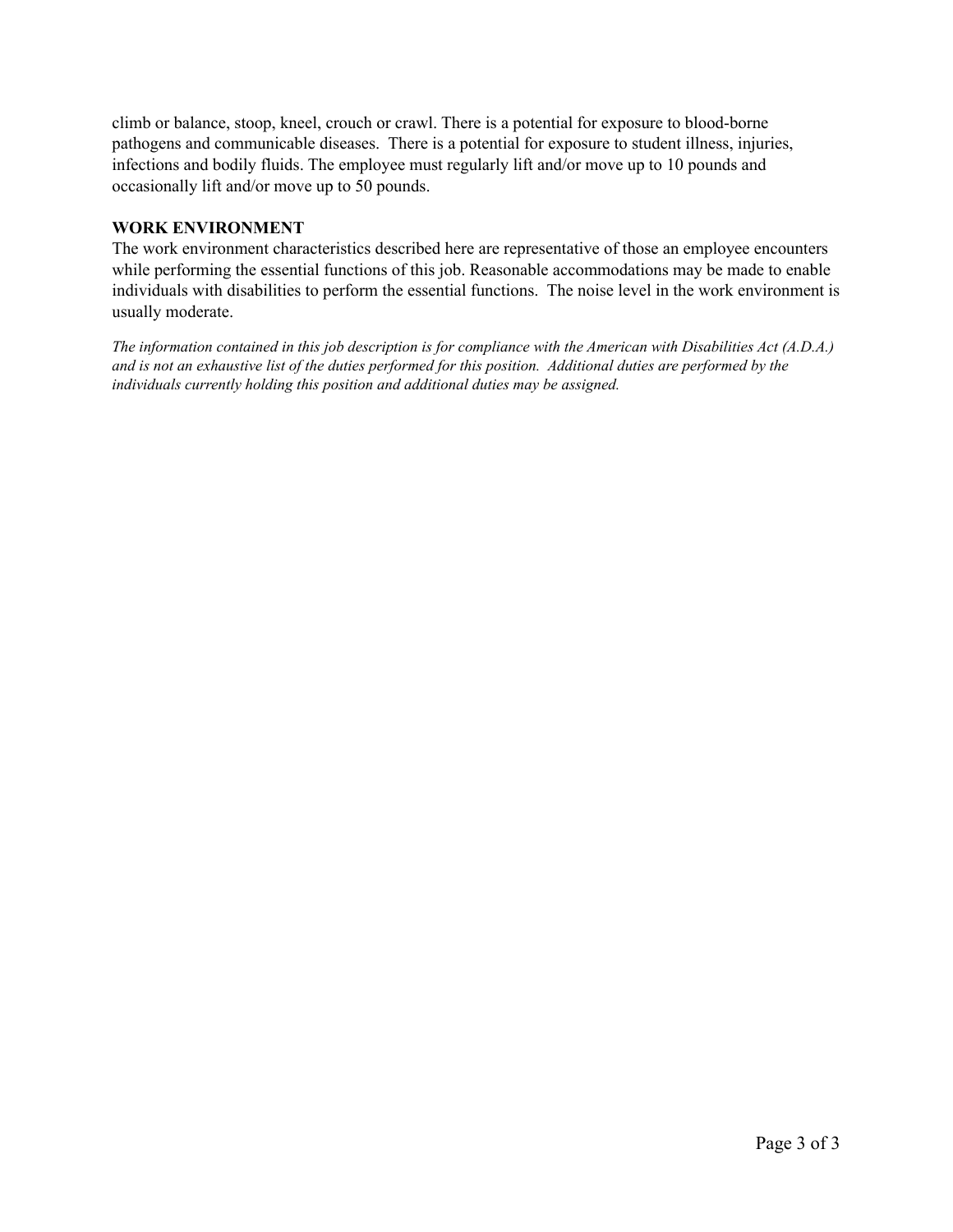climb or balance, stoop, kneel, crouch or crawl. There is a potential for exposure to blood-borne pathogens and communicable diseases. There is a potential for exposure to student illness, injuries, infections and bodily fluids. The employee must regularly lift and/or move up to 10 pounds and occasionally lift and/or move up to 50 pounds.

**WORK ENVIRONMENT**

The work environment characteristics described here are representative of those an employee encounters while performing the essential functions of this job. Reasonable accommodations may be made to enable individuals with disabilities to perform the essential functions. The noise level in the work environment is usually moderate.

*The information contained in this job description is for compliance with the American with Disabilities Act (A.D.A.) and is not an exhaustive list of the duties performed for this position. Additional duties are performed by the individuals currently holding this position and additional duties may be assigned.*